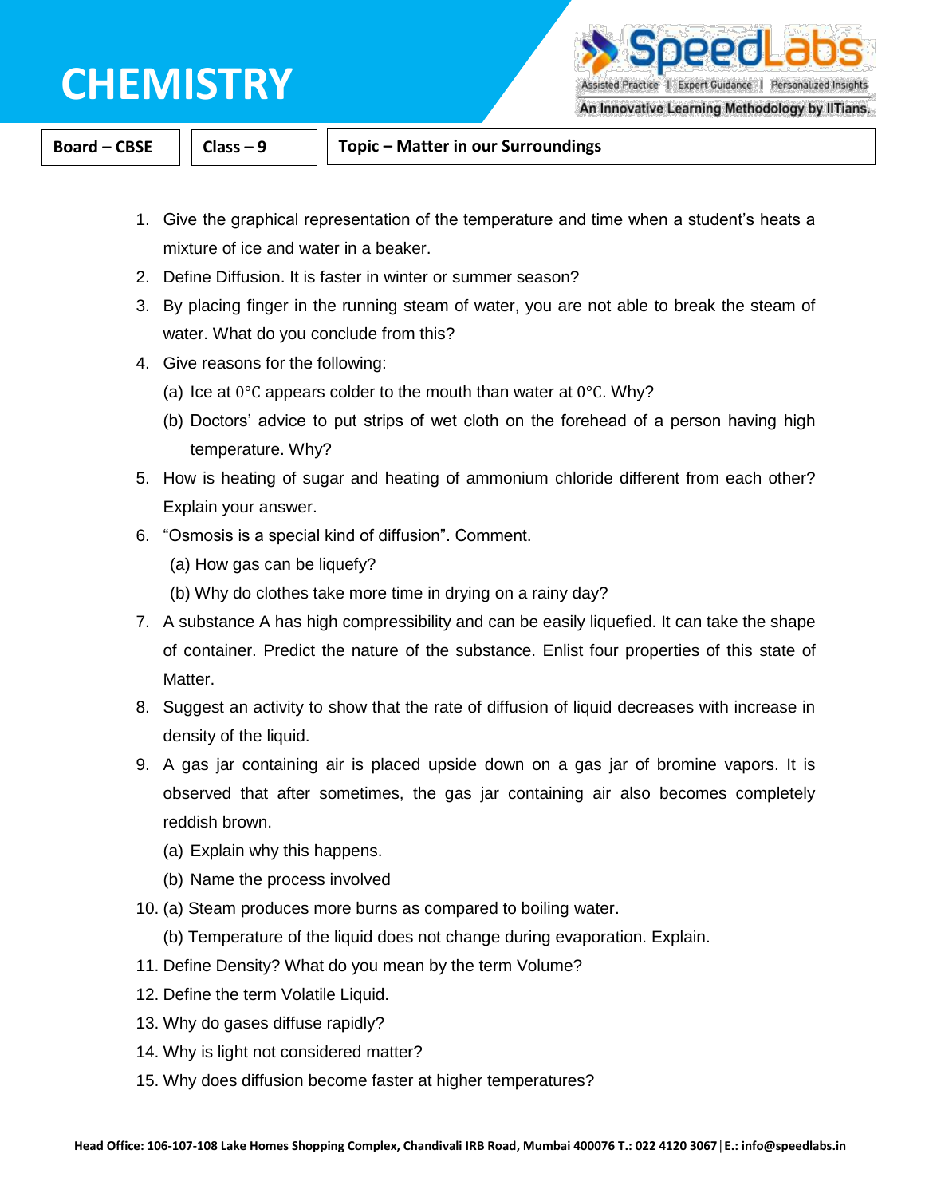# CHEMISTRY

| Board – CBSE | Class – 9 | Topic – Matter in our Surroundings |
|---|---|---|

1. Give the graphical representation of the temperature and time when a student's heats a mixture of ice and water in a beaker.
2. Define Diffusion. It is faster in winter or summer season?
3. By placing finger in the running steam of water, you are not able to break the steam of water. What do you conclude from this?
4. Give reasons for the following:
   (a) Ice at $0°C$ appears colder to the mouth than water at $0°C$. Why?
   (b) Doctors' advice to put strips of wet cloth on the forehead of a person having high temperature. Why?
5. How is heating of sugar and heating of ammonium chloride different from each other? Explain your answer.
6. "Osmosis is a special kind of diffusion". Comment.
   (a) How gas can be liquefy?
   (b) Why do clothes take more time in drying on a rainy day?
7. A substance A has high compressibility and can be easily liquefied. It can take the shape of container. Predict the nature of the substance. Enlist four properties of this state of Matter.
8. Suggest an activity to show that the rate of diffusion of liquid decreases with increase in density of the liquid.
9. A gas jar containing air is placed upside down on a gas jar of bromine vapors. It is observed that after sometimes, the gas jar containing air also becomes completely reddish brown.
   (a) Explain why this happens.
   (b) Name the process involved
10. (a) Steam produces more burns as compared to boiling water.
    (b) Temperature of the liquid does not change during evaporation. Explain.
11. Define Density? What do you mean by the term Volume?
12. Define the term Volatile Liquid.
13. Why do gases diffuse rapidly?
14. Why is light not considered matter?
15. Why does diffusion become faster at higher temperatures?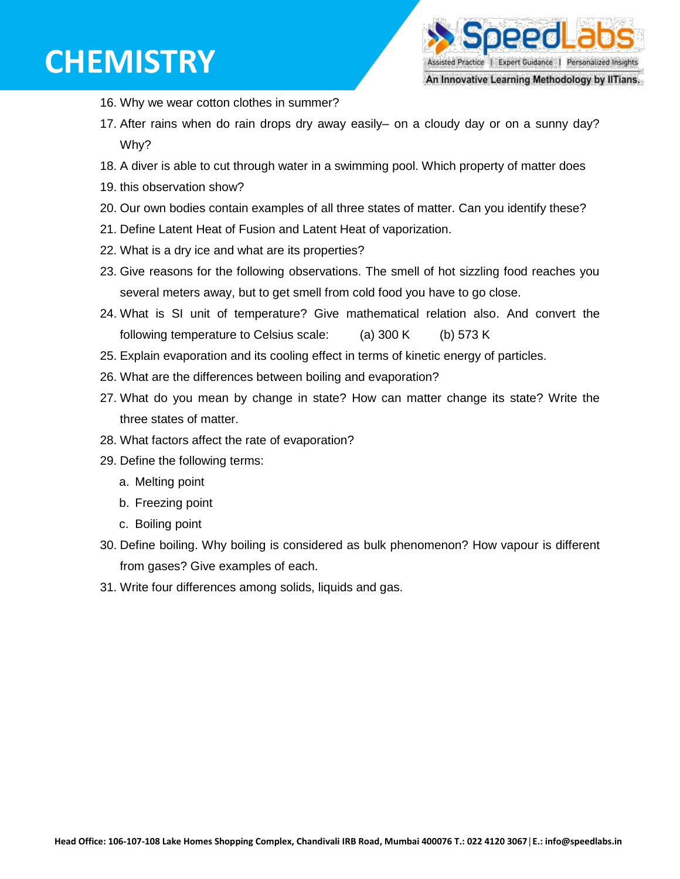# CHEMISTRY

16. Why we wear cotton clothes in summer?
17. After rains when do rain drops dry away easily– on a cloudy day or on a sunny day? Why?
18. A diver is able to cut through water in a swimming pool. Which property of matter does
19. this observation show?
20. Our own bodies contain examples of all three states of matter. Can you identify these?
21. Define Latent Heat of Fusion and Latent Heat of vaporization.
22. What is a dry ice and what are its properties?
23. Give reasons for the following observations. The smell of hot sizzling food reaches you several meters away, but to get smell from cold food you have to go close.
24. What is SI unit of temperature? Give mathematical relation also. And convert the following temperature to Celsius scale: (a) 300 K (b) 573 K
25. Explain evaporation and its cooling effect in terms of kinetic energy of particles.
26. What are the differences between boiling and evaporation?
27. What do you mean by change in state? How can matter change its state? Write the three states of matter.
28. What factors affect the rate of evaporation?
29. Define the following terms:
    a. Melting point
    b. Freezing point
    c. Boiling point
30. Define boiling. Why boiling is considered as bulk phenomenon? How vapour is different from gases? Give examples of each.
31. Write four differences among solids, liquids and gas.